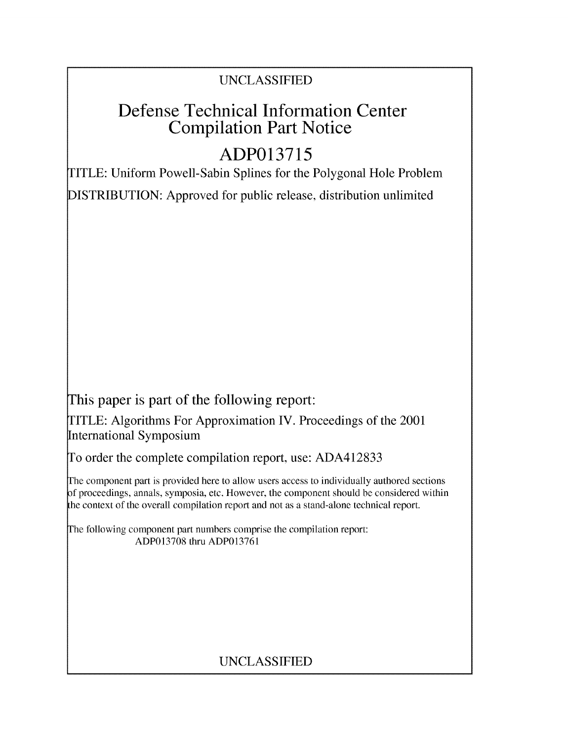UNCLASSIFIED

# Defense Technical Information Center Compilation Part Notice

## ADP013715

TITLE: Uniform Powell-Sabin Splines for the Polygonal Hole Problem

DISTRIBUTION: Approved for public release, distribution unlimited

This paper is part of the following report:

TITLE: Algorithms For Approximation IV. Proceedings of the 2001 International Symposium

To order the complete compilation report, use: ADA412833

The component part is provided here to allow users access to individually authored sections of proceedings, annals, symposia, etc. However, the component should be considered within the context of the overall compilation report and not as a stand-alone technical report.

The following component part numbers comprise the compilation report:
ADP013708 thru ADP013761

UNCLASSIFIED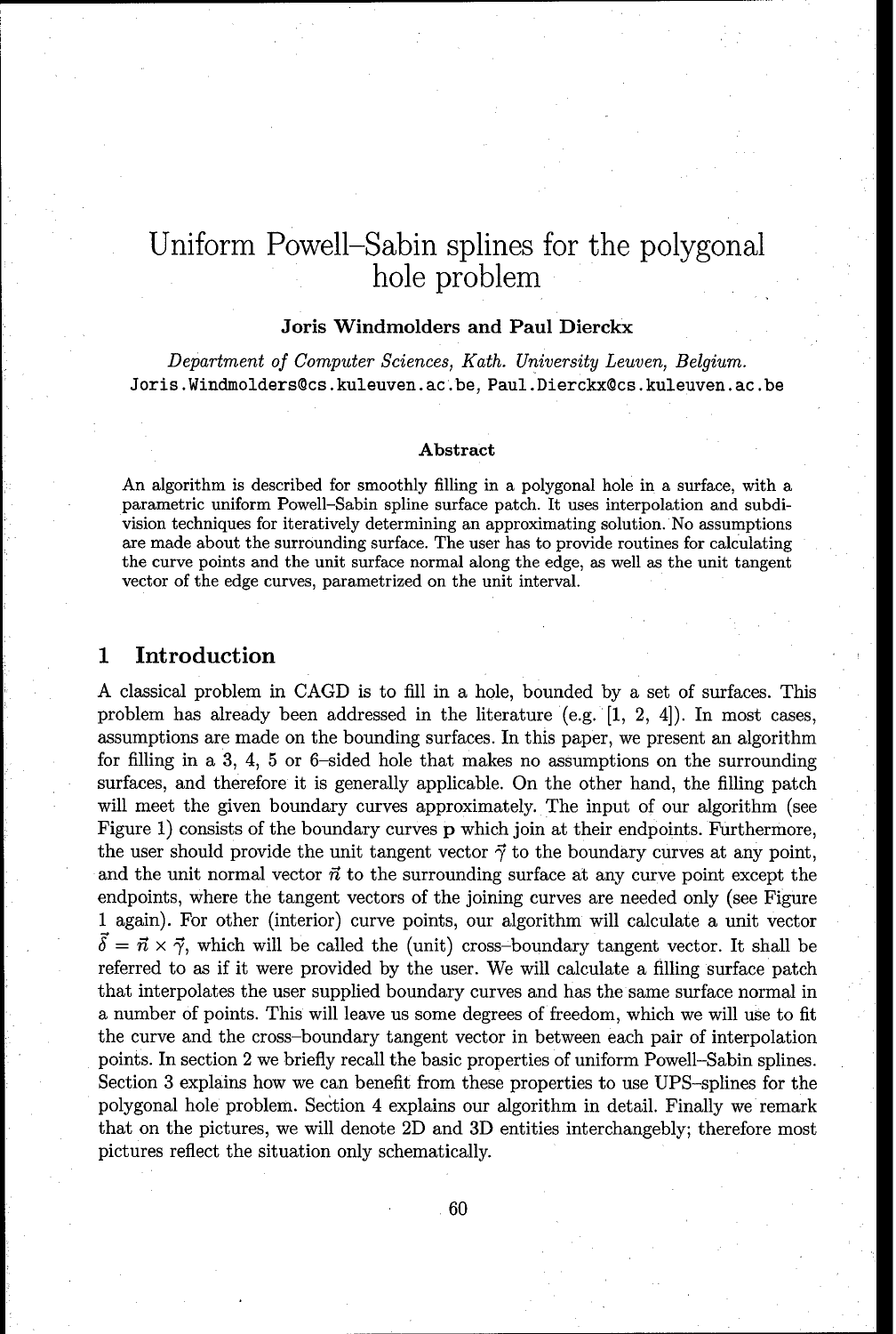# Uniform Powell–Sabin splines for the polygonal hole problem

**Joris Windmolders and Paul Dierckx**

*Department of Computer Sciences, Kath. University Leuven, Belgium.*
Joris.Windmolders@cs.kuleuven.ac.be, Paul.Dierckx@cs.kuleuven.ac.be

### Abstract

An algorithm is described for smoothly filling in a polygonal hole in a surface, with a parametric uniform Powell–Sabin spline surface patch. It uses interpolation and subdivision techniques for iteratively determining an approximating solution. No assumptions are made about the surrounding surface. The user has to provide routines for calculating the curve points and the unit surface normal along the edge, as well as the unit tangent vector of the edge curves, parametrized on the unit interval.

## 1 Introduction

A classical problem in CAGD is to fill in a hole, bounded by a set of surfaces. This problem has already been addressed in the literature (e.g. [1, 2, 4]). In most cases, assumptions are made on the bounding surfaces. In this paper, we present an algorithm for filling in a 3, 4, 5 or 6–sided hole that makes no assumptions on the surrounding surfaces, and therefore it is generally applicable. On the other hand, the filling patch will meet the given boundary curves approximately. The input of our algorithm (see Figure 1) consists of the boundary curves $\mathbf{p}$ which join at their endpoints. Furthermore, the user should provide the unit tangent vector $\vec{\gamma}$ to the boundary curves at any point, and the unit normal vector $\vec{n}$ to the surrounding surface at any curve point except the endpoints, where the tangent vectors of the joining curves are needed only (see Figure 1 again). For other (interior) curve points, our algorithm will calculate a unit vector $\vec{\delta} = \vec{n} \times \vec{\gamma}$, which will be called the (unit) cross–boundary tangent vector. It shall be referred to as if it were provided by the user. We will calculate a filling surface patch that interpolates the user supplied boundary curves and has the same surface normal in a number of points. This will leave us some degrees of freedom, which we will use to fit the curve and the cross–boundary tangent vector in between each pair of interpolation points. In section 2 we briefly recall the basic properties of uniform Powell–Sabin splines. Section 3 explains how we can benefit from these properties to use UPS–splines for the polygonal hole problem. Section 4 explains our algorithm in detail. Finally we remark that on the pictures, we will denote 2D and 3D entities interchangebly; therefore most pictures reflect the situation only schematically.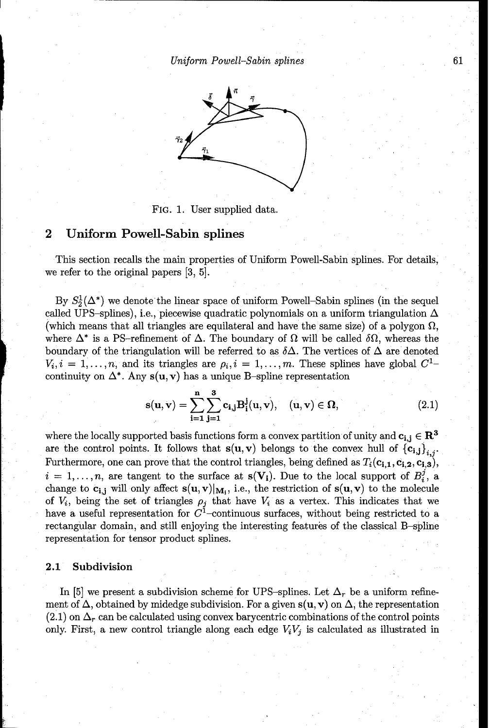FIG. 1. User supplied data.

## 2 Uniform Powell-Sabin splines

This section recalls the main properties of Uniform Powell-Sabin splines. For details, we refer to the original papers [3, 5].

By $S_2^1(\Delta^*)$ we denote the linear space of uniform Powell–Sabin splines (in the sequel called UPS–splines), i.e., piecewise quadratic polynomials on a uniform triangulation $\Delta$ (which means that all triangles are equilateral and have the same size) of a polygon $\Omega$, where $\Delta^*$ is a PS–refinement of $\Delta$. The boundary of $\Omega$ will be called $\delta\Omega$, whereas the boundary of the triangulation will be referred to as $\delta\Delta$. The vertices of $\Delta$ are denoted $V_i, i = 1, \ldots, n$, and its triangles are $\rho_i, i = 1, \ldots, m$. These splines have global $C^1$–continuity on $\Delta^*$. Any $\mathbf{s}(\mathbf{u}, \mathbf{v})$ has a unique B–spline representation

$$\mathbf{s}(\mathbf{u}, \mathbf{v}) = \sum_{i=1}^{n} \sum_{j=1}^{3} \mathbf{c}_{i,j} \mathbf{B}_i^j(\mathbf{u}, \mathbf{v}), \quad (\mathbf{u}, \mathbf{v}) \in \Omega, \tag{2.1}$$

where the locally supported basis functions form a convex partition of unity and $\mathbf{c}_{i,j} \in \mathbf{R}^3$ are the control points. It follows that $\mathbf{s}(\mathbf{u}, \mathbf{v})$ belongs to the convex hull of $\{\mathbf{c}_{i,j}\}_{i,j}$. Furthermore, one can prove that the control triangles, being defined as $T_i(\mathbf{c}_{i,1}, \mathbf{c}_{i,2}, \mathbf{c}_{i,3})$, $i = 1, \ldots, n$, are tangent to the surface at $\mathbf{s}(\mathbf{V}_i)$. Due to the local support of $B_i^j$, a change to $\mathbf{c}_{i,j}$ will only affect $\mathbf{s}(\mathbf{u}, \mathbf{v})|_{\mathbf{M}_i}$, i.e., the restriction of $\mathbf{s}(\mathbf{u}, \mathbf{v})$ to the molecule of $V_i$, being the set of triangles $\rho_j$ that have $V_i$ as a vertex. This indicates that we have a useful representation for $C^1$–continuous surfaces, without being restricted to a rectangular domain, and still enjoying the interesting features of the classical B–spline representation for tensor product splines.

### 2.1 Subdivision

In [5] we present a subdivision scheme for UPS–splines. Let $\Delta_r$ be a uniform refinement of $\Delta$, obtained by midedge subdivision. For a given $\mathbf{s}(\mathbf{u}, \mathbf{v})$ on $\Delta$, the representation (2.1) on $\Delta_r$ can be calculated using convex barycentric combinations of the control points only. First, a new control triangle along each edge $V_iV_j$ is calculated as illustrated in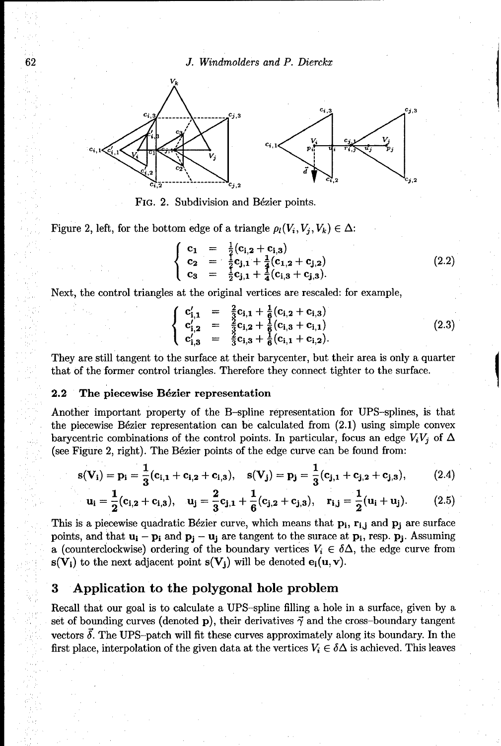FIG. 2. Subdivision and Bézier points.

Figure 2, left, for the bottom edge of a triangle $\rho_l(V_i, V_j, V_k) \in \Delta$:

$$
\begin{cases}
\mathbf{c_1} = \frac{1}{2}(\mathbf{c_{i,2}} + \mathbf{c_{i,3}}) \\
\mathbf{c_2} = \frac{1}{2}\mathbf{c_{j,1}} + \frac{1}{4}(\mathbf{c_{i,2}} + \mathbf{c_{j,2}}) \\
\mathbf{c_3} = \frac{1}{2}\mathbf{c_{j,1}} + \frac{1}{4}(\mathbf{c_{i,3}} + \mathbf{c_{j,3}}).
\end{cases}
\tag{2.2}
$$

Next, the control triangles at the original vertices are rescaled: for example,

$$
\begin{cases}
\mathbf{c'_{i,1}} = \frac{2}{3}\mathbf{c_{i,1}} + \frac{1}{6}(\mathbf{c_{i,2}} + \mathbf{c_{i,3}}) \\
\mathbf{c'_{i,2}} = \frac{2}{3}\mathbf{c_{i,2}} + \frac{1}{6}(\mathbf{c_{i,3}} + \mathbf{c_{i,1}}) \\
\mathbf{c'_{i,3}} = \frac{2}{3}\mathbf{c_{i,3}} + \frac{1}{6}(\mathbf{c_{i,1}} + \mathbf{c_{i,2}}).
\end{cases}
\tag{2.3}
$$

They are still tangent to the surface at their barycenter, but their area is only a quarter that of the former control triangles. Therefore they connect tighter to the surface.

### 2.2 The piecewise Bézier representation

Another important property of the B–spline representation for UPS–splines, is that the piecewise Bézier representation can be calculated from (2.1) using simple convex barycentric combinations of the control points. In particular, focus an edge $V_iV_j$ of $\Delta$ (see Figure 2, right). The Bézier points of the edge curve can be found from:

$$
\mathbf{s(V_i)} = \mathbf{p_i} = \frac{1}{3}(\mathbf{c_{i,1}} + \mathbf{c_{i,2}} + \mathbf{c_{i,3}}), \quad \mathbf{s(V_j)} = \mathbf{p_j} = \frac{1}{3}(\mathbf{c_{j,1}} + \mathbf{c_{j,2}} + \mathbf{c_{j,3}}), \tag{2.4}
$$

$$
\mathbf{u_i} = \frac{1}{2}(\mathbf{c_{i,2}} + \mathbf{c_{i,3}}), \quad \mathbf{u_j} = \frac{2}{3}\mathbf{c_{j,1}} + \frac{1}{6}(\mathbf{c_{j,2}} + \mathbf{c_{j,3}}), \quad \mathbf{r_{i,j}} = \frac{1}{2}(\mathbf{u_i} + \mathbf{u_j}). \tag{2.5}
$$

This is a piecewise quadratic Bézier curve, which means that $\mathbf{p_i}$, $\mathbf{r_{i,j}}$ and $\mathbf{p_j}$ are surface points, and that $\mathbf{u_i} - \mathbf{p_i}$ and $\mathbf{p_j} - \mathbf{u_j}$ are tangent to the surace at $\mathbf{p_i}$, resp. $\mathbf{p_j}$. Assuming a (counterclockwise) ordering of the boundary vertices $V_i \in \delta\Delta$, the edge curve from $\mathbf{s(V_i)}$ to the next adjacent point $\mathbf{s(V_j)}$ will be denoted $\mathbf{e_i(u, v)}$.

## 3 Application to the polygonal hole problem

Recall that our goal is to calculate a UPS–spline filling a hole in a surface, given by a set of bounding curves (denoted $\mathbf{p}$), their derivatives $\vec{\gamma}$ and the cross–boundary tangent vectors $\vec{\delta}$. The UPS–patch will fit these curves approximately along its boundary. In the first place, interpolation of the given data at the vertices $V_i \in \delta\Delta$ is achieved. This leaves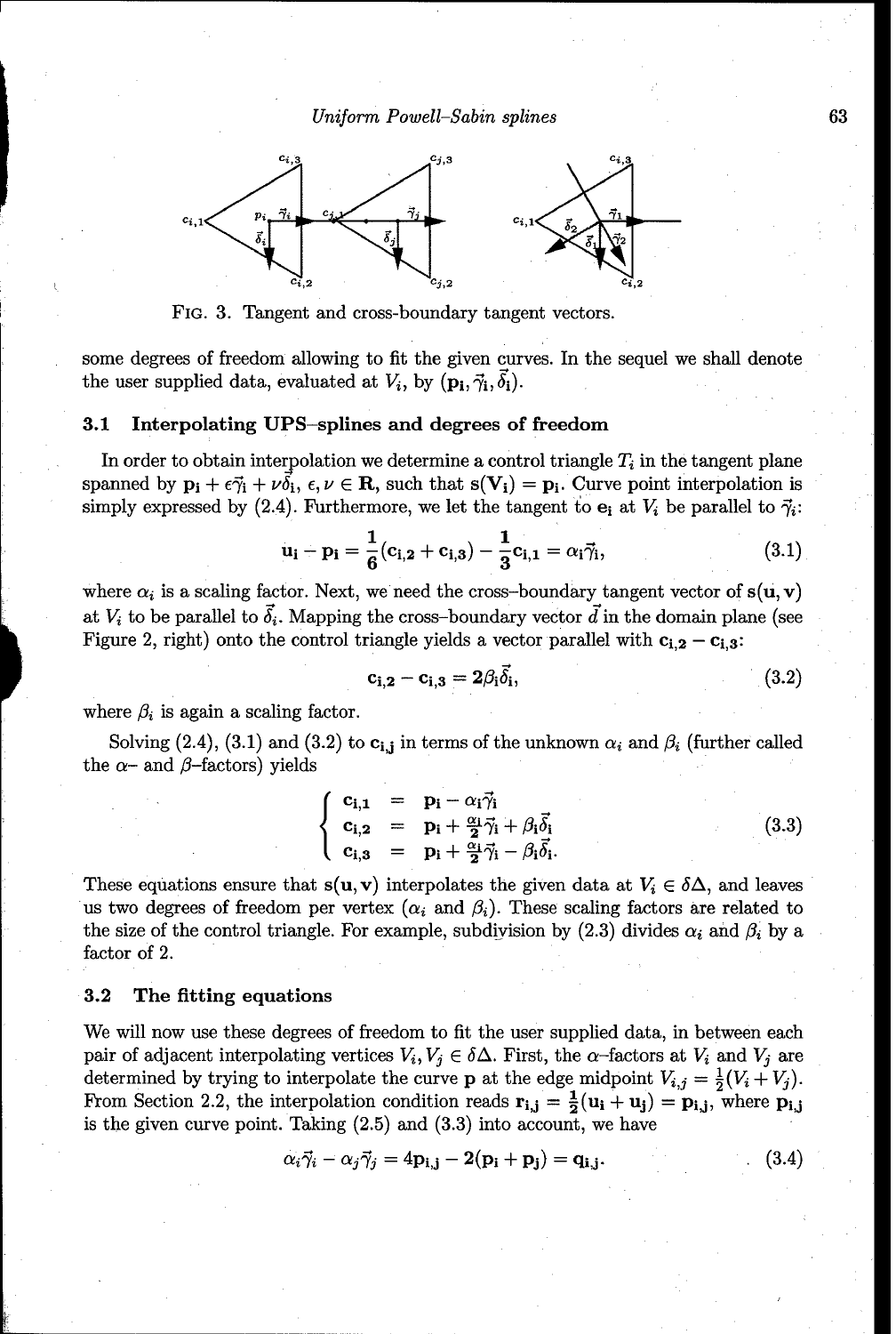FIG. 3. Tangent and cross-boundary tangent vectors.

some degrees of freedom allowing to fit the given curves. In the sequel we shall denote the user supplied data, evaluated at $V_i$, by $(\mathbf{p_i}, \vec{\gamma}_i, \vec{\delta}_i)$.

### 3.1 Interpolating UPS–splines and degrees of freedom

In order to obtain interpolation we determine a control triangle $T_i$ in the tangent plane spanned by $\mathbf{p_i} + \epsilon\vec{\gamma}_i + \nu\vec{\delta}_i$, $\epsilon, \nu \in \mathbf{R}$, such that $\mathbf{s(V_i)} = \mathbf{p_i}$. Curve point interpolation is simply expressed by (2.4). Furthermore, we let the tangent to $\mathbf{e_i}$ at $V_i$ be parallel to $\vec{\gamma}_i$:

$$\mathbf{u_i} - \mathbf{p_i} = \frac{1}{6}(\mathbf{c_{i,2}} + \mathbf{c_{i,3}}) - \frac{1}{3}\mathbf{c_{i,1}} = \alpha_i\vec{\gamma}_i, \tag{3.1}$$

where $\alpha_i$ is a scaling factor. Next, we need the cross–boundary tangent vector of $\mathbf{s(u, v)}$ at $V_i$ to be parallel to $\vec{\delta}_i$. Mapping the cross–boundary vector $\vec{d}$ in the domain plane (see Figure 2, right) onto the control triangle yields a vector parallel with $\mathbf{c_{i,2}} - \mathbf{c_{i,3}}$:

$$\mathbf{c_{i,2}} - \mathbf{c_{i,3}} = 2\beta_i\vec{\delta}_i, \tag{3.2}$$

where $\beta_i$ is again a scaling factor.

Solving (2.4), (3.1) and (3.2) to $\mathbf{c_{i,j}}$ in terms of the unknown $\alpha_i$ and $\beta_i$ (further called the $\alpha$– and $\beta$–factors) yields

$$\left\{ \begin{array}{lcl} \mathbf{c_{i,1}} & = & \mathbf{p_i} - \alpha_i\vec{\gamma}_i \\ \mathbf{c_{i,2}} & = & \mathbf{p_i} + \frac{\alpha_i}{2}\vec{\gamma}_i + \beta_i\vec{\delta}_i \\ \mathbf{c_{i,3}} & = & \mathbf{p_i} + \frac{\alpha_i}{2}\vec{\gamma}_i - \beta_i\vec{\delta}_i. \end{array} \right. \tag{3.3}$$

These equations ensure that $\mathbf{s(u,v)}$ interpolates the given data at $V_i \in \delta\Delta$, and leaves us two degrees of freedom per vertex ($\alpha_i$ and $\beta_i$). These scaling factors are related to the size of the control triangle. For example, subdivision by (2.3) divides $\alpha_i$ and $\beta_i$ by a factor of 2.

### 3.2 The fitting equations

We will now use these degrees of freedom to fit the user supplied data, in between each pair of adjacent interpolating vertices $V_i, V_j \in \delta\Delta$. First, the $\alpha$–factors at $V_i$ and $V_j$ are determined by trying to interpolate the curve $\mathbf{p}$ at the edge midpoint $V_{i,j} = \frac{1}{2}(V_i + V_j)$. From Section 2.2, the interpolation condition reads $\mathbf{r_{i,j}} = \frac{1}{2}(\mathbf{u_i} + \mathbf{u_j}) = \mathbf{p_{i,j}}$, where $\mathbf{p_{i,j}}$ is the given curve point. Taking (2.5) and (3.3) into account, we have

$$\alpha_i\vec{\gamma}_i - \alpha_j\vec{\gamma}_j = 4\mathbf{p_{i,j}} - 2(\mathbf{p_i} + \mathbf{p_j}) = \mathbf{q_{i,j}}. \tag{3.4}$$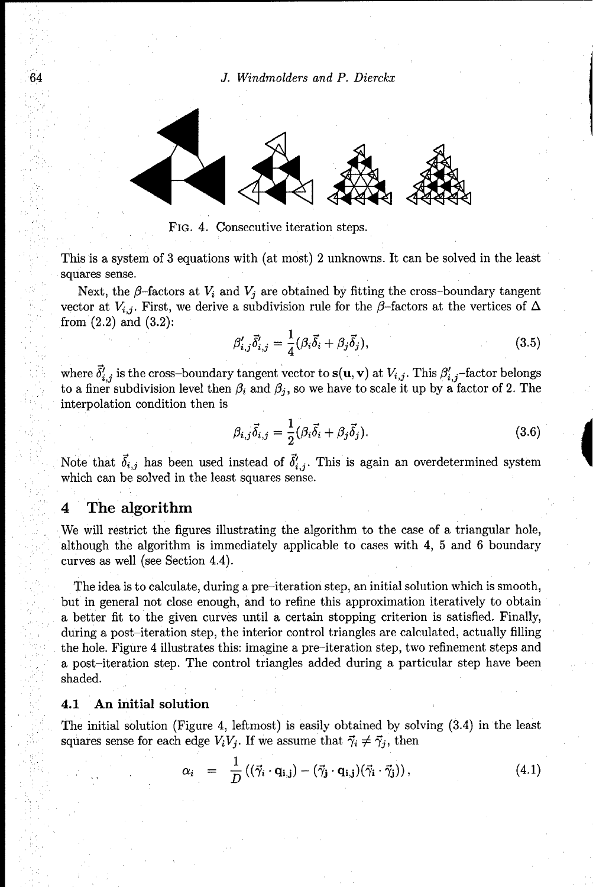FIG. 4. Consecutive iteration steps.

This is a system of 3 equations with (at most) 2 unknowns. It can be solved in the least squares sense.

Next, the $\beta$-factors at $V_i$ and $V_j$ are obtained by fitting the cross-boundary tangent vector at $V_{i,j}$. First, we derive a subdivision rule for the $\beta$-factors at the vertices of $\Delta$ from (2.2) and (3.2):

$$\beta'_{i,j}\vec{\delta}'_{i,j} = \frac{1}{4}(\beta_i\vec{\delta}_i + \beta_j\vec{\delta}_j), \tag{3.5}$$

where $\vec{\delta}'_{i,j}$ is the cross-boundary tangent vector to $\mathbf{s}(\mathbf{u}, \mathbf{v})$ at $V_{i,j}$. This $\beta'_{i,j}$-factor belongs to a finer subdivision level then $\beta_i$ and $\beta_j$, so we have to scale it up by a factor of 2. The interpolation condition then is

$$\beta_{i,j}\vec{\delta}_{i,j} = \frac{1}{2}(\beta_i\vec{\delta}_i + \beta_j\vec{\delta}_j). \tag{3.6}$$

Note that $\vec{\delta}_{i,j}$ has been used instead of $\vec{\delta}'_{i,j}$. This is again an overdetermined system which can be solved in the least squares sense.

## 4 The algorithm

We will restrict the figures illustrating the algorithm to the case of a triangular hole, although the algorithm is immediately applicable to cases with 4, 5 and 6 boundary curves as well (see Section 4.4).

The idea is to calculate, during a pre-iteration step, an initial solution which is smooth, but in general not close enough, and to refine this approximation iteratively to obtain a better fit to the given curves until a certain stopping criterion is satisfied. Finally, during a post-iteration step, the interior control triangles are calculated, actually filling the hole. Figure 4 illustrates this: imagine a pre-iteration step, two refinement steps and a post-iteration step. The control triangles added during a particular step have been shaded.

### 4.1 An initial solution

The initial solution (Figure 4, leftmost) is easily obtained by solving (3.4) in the least squares sense for each edge $V_iV_j$. If we assume that $\vec{\gamma}_i \neq \vec{\gamma}_j$, then

$$\alpha_i = \frac{1}{D}\left((\vec{\gamma}_i \cdot \mathbf{q}_{i,j}) - (\vec{\gamma}_j \cdot \mathbf{q}_{i,j})(\vec{\gamma}_i \cdot \vec{\gamma}_j)\right), \tag{4.1}$$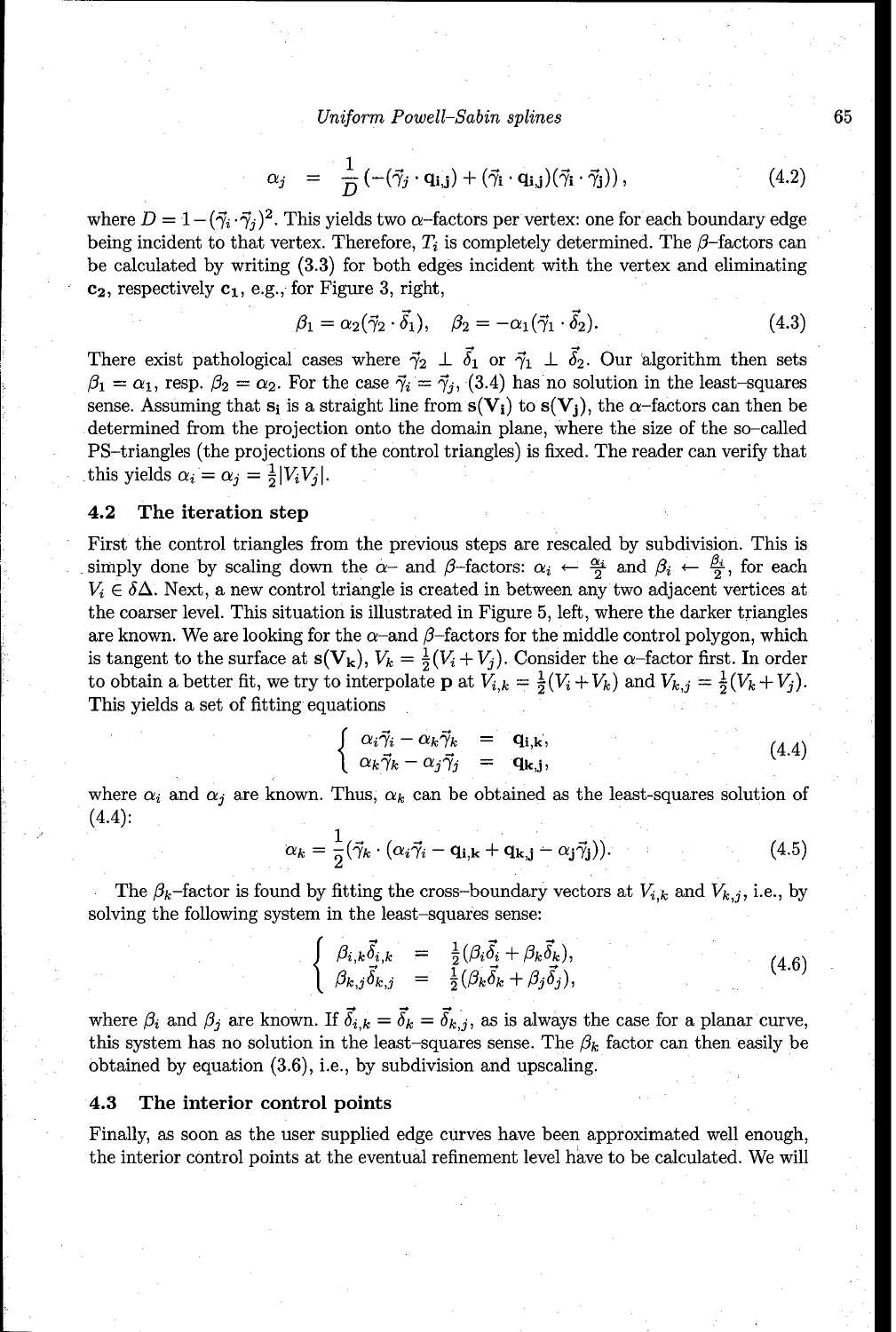$$\alpha_j = \frac{1}{D}\left(-(\vec{\gamma}_j \cdot \mathbf{q_{i,j}}) + (\vec{\gamma}_i \cdot \mathbf{q_{i,j}})(\vec{\gamma}_i \cdot \vec{\gamma}_j)\right), \tag{4.2}$$

where $D = 1-(\vec{\gamma}_i \cdot \vec{\gamma}_j)^2$. This yields two $\alpha$-factors per vertex: one for each boundary edge being incident to that vertex. Therefore, $T_i$ is completely determined. The $\beta$-factors can be calculated by writing (3.3) for both edges incident with the vertex and eliminating $\mathbf{c_2}$, respectively $\mathbf{c_1}$, e.g., for Figure 3, right,

$$\beta_1 = \alpha_2(\vec{\gamma}_2 \cdot \vec{\delta}_1), \quad \beta_2 = -\alpha_1(\vec{\gamma}_1 \cdot \vec{\delta}_2). \tag{4.3}$$

There exist pathological cases where $\vec{\gamma}_2 \perp \vec{\delta}_1$ or $\vec{\gamma}_1 \perp \vec{\delta}_2$. Our algorithm then sets $\beta_1 = \alpha_1$, resp. $\beta_2 = \alpha_2$. For the case $\vec{\gamma}_i = \vec{\gamma}_j$, (3.4) has no solution in the least-squares sense. Assuming that $\mathbf{s_i}$ is a straight line from $\mathbf{s(V_i)}$ to $\mathbf{s(V_j)}$, the $\alpha$-factors can then be determined from the projection onto the domain plane, where the size of the so-called PS-triangles (the projections of the control triangles) is fixed. The reader can verify that this yields $\alpha_i = \alpha_j = \frac{1}{2}|V_iV_j|$.

## 4.2 The iteration step

First the control triangles from the previous steps are rescaled by subdivision. This is simply done by scaling down the $\alpha$- and $\beta$-factors: $\alpha_i \leftarrow \frac{\alpha_i}{2}$ and $\beta_i \leftarrow \frac{\beta_i}{2}$, for each $V_i \in \delta\Delta$. Next, a new control triangle is created in between any two adjacent vertices at the coarser level. This situation is illustrated in Figure 5, left, where the darker triangles are known. We are looking for the $\alpha$-and $\beta$-factors for the middle control polygon, which is tangent to the surface at $\mathbf{s(V_k)}$, $V_k = \frac{1}{2}(V_i + V_j)$. Consider the $\alpha$-factor first. In order to obtain a better fit, we try to interpolate $\mathbf{p}$ at $V_{i,k} = \frac{1}{2}(V_i + V_k)$ and $V_{k,j} = \frac{1}{2}(V_k + V_j)$. This yields a set of fitting equations

$$\left\{ \begin{array}{lcl} \alpha_i\vec{\gamma}_i - \alpha_k\vec{\gamma}_k & = & \mathbf{q_{i,k}}, \\ \alpha_k\vec{\gamma}_k - \alpha_j\vec{\gamma}_j & = & \mathbf{q_{k,j}}, \end{array} \right. \tag{4.4}$$

where $\alpha_i$ and $\alpha_j$ are known. Thus, $\alpha_k$ can be obtained as the least-squares solution of (4.4):

$$\alpha_k = \frac{1}{2}(\vec{\gamma}_k \cdot (\alpha_i\vec{\gamma}_i - \mathbf{q_{i,k}} + \mathbf{q_{k,j}} - \alpha_j\vec{\gamma}_j)). \tag{4.5}$$

The $\beta_k$-factor is found by fitting the cross-boundary vectors at $V_{i,k}$ and $V_{k,j}$, i.e., by solving the following system in the least-squares sense:

$$\left\{ \begin{array}{lcl} \beta_{i,k}\vec{\delta}_{i,k} & = & \frac{1}{2}(\beta_i\vec{\delta}_i + \beta_k\vec{\delta}_k), \\ \beta_{k,j}\vec{\delta}_{k,j} & = & \frac{1}{2}(\beta_k\vec{\delta}_k + \beta_j\vec{\delta}_j), \end{array} \right. \tag{4.6}$$

where $\beta_i$ and $\beta_j$ are known. If $\vec{\delta}_{i,k} = \vec{\delta}_k = \vec{\delta}_{k,j}$, as is always the case for a planar curve, this system has no solution in the least-squares sense. The $\beta_k$ factor can then easily be obtained by equation (3.6), i.e., by subdivision and upscaling.

## 4.3 The interior control points

Finally, as soon as the user supplied edge curves have been approximated well enough, the interior control points at the eventual refinement level have to be calculated. We will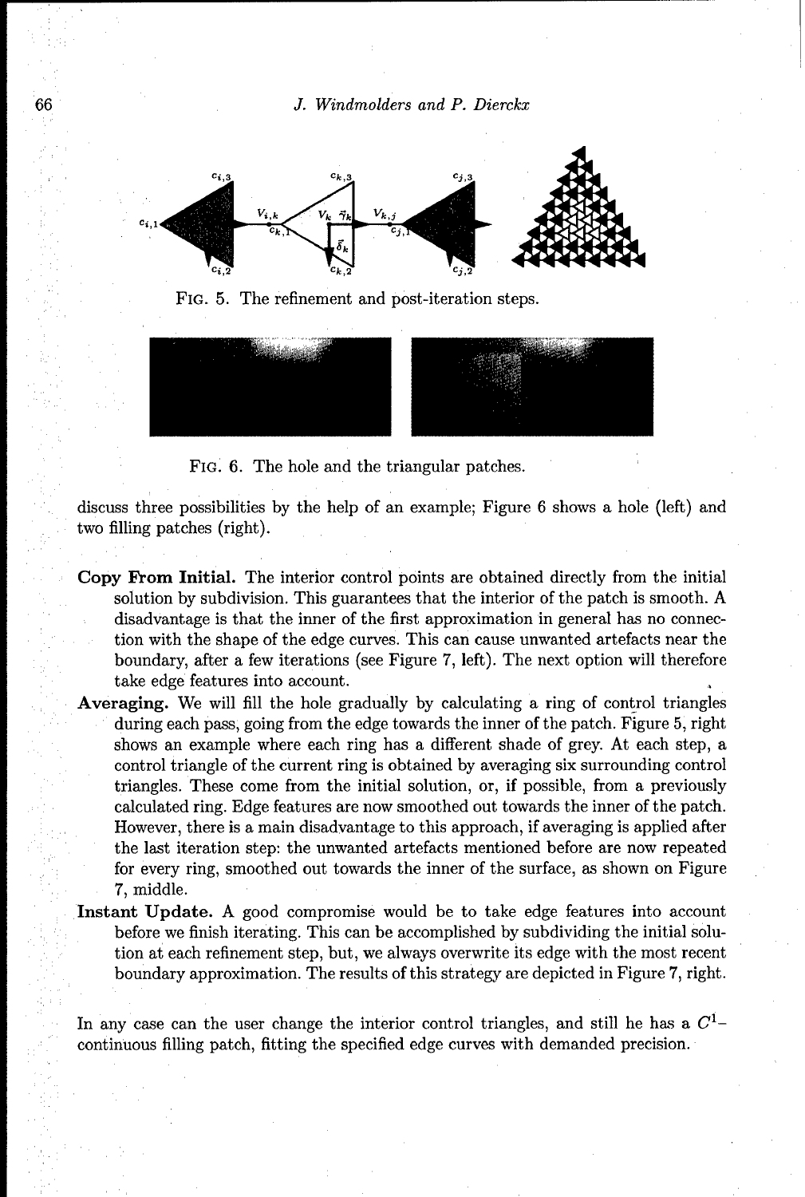FIG. 5. The refinement and post-iteration steps.

FIG. 6. The hole and the triangular patches.

discuss three possibilities by the help of an example; Figure 6 shows a hole (left) and two filling patches (right).

**Copy From Initial.** The interior control points are obtained directly from the initial solution by subdivision. This guarantees that the interior of the patch is smooth. A disadvantage is that the inner of the first approximation in general has no connection with the shape of the edge curves. This can cause unwanted artefacts near the boundary, after a few iterations (see Figure 7, left). The next option will therefore take edge features into account.

**Averaging.** We will fill the hole gradually by calculating a ring of control triangles during each pass, going from the edge towards the inner of the patch. Figure 5, right shows an example where each ring has a different shade of grey. At each step, a control triangle of the current ring is obtained by averaging six surrounding control triangles. These come from the initial solution, or, if possible, from a previously calculated ring. Edge features are now smoothed out towards the inner of the patch. However, there is a main disadvantage to this approach, if averaging is applied after the last iteration step: the unwanted artefacts mentioned before are now repeated for every ring, smoothed out towards the inner of the surface, as shown on Figure 7, middle.

**Instant Update.** A good compromise would be to take edge features into account before we finish iterating. This can be accomplished by subdividing the initial solution at each refinement step, but, we always overwrite its edge with the most recent boundary approximation. The results of this strategy are depicted in Figure 7, right.

In any case can the user change the interior control triangles, and still he has a $C^1$-continuous filling patch, fitting the specified edge curves with demanded precision.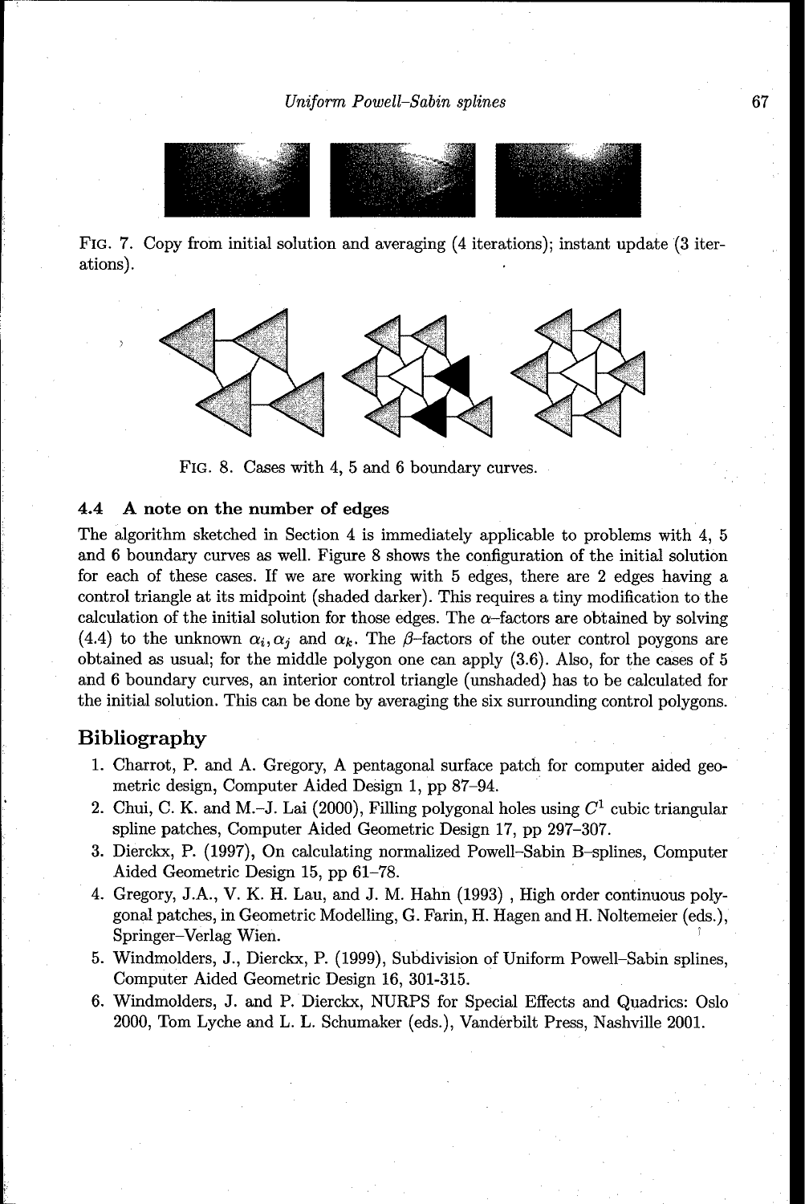FIG. 7. Copy from initial solution and averaging (4 iterations); instant update (3 iterations).

FIG. 8. Cases with 4, 5 and 6 boundary curves.

### 4.4 A note on the number of edges

The algorithm sketched in Section 4 is immediately applicable to problems with 4, 5 and 6 boundary curves as well. Figure 8 shows the configuration of the initial solution for each of these cases. If we are working with 5 edges, there are 2 edges having a control triangle at its midpoint (shaded darker). This requires a tiny modification to the calculation of the initial solution for those edges. The $\alpha$–factors are obtained by solving (4.4) to the unknown $\alpha_i, \alpha_j$ and $\alpha_k$. The $\beta$–factors of the outer control poygons are obtained as usual; for the middle polygon one can apply (3.6). Also, for the cases of 5 and 6 boundary curves, an interior control triangle (unshaded) has to be calculated for the initial solution. This can be done by averaging the six surrounding control polygons.

## Bibliography

1. Charrot, P. and A. Gregory, A pentagonal surface patch for computer aided geometric design, Computer Aided Design 1, pp 87–94.
2. Chui, C. K. and M.–J. Lai (2000), Filling polygonal holes using $C^1$ cubic triangular spline patches, Computer Aided Geometric Design 17, pp 297–307.
3. Dierckx, P. (1997), On calculating normalized Powell–Sabin B–splines, Computer Aided Geometric Design 15, pp 61–78.
4. Gregory, J.A., V. K. H. Lau, and J. M. Hahn (1993) , High order continuous polygonal patches, in Geometric Modelling, G. Farin, H. Hagen and H. Noltemeier (eds.), Springer–Verlag Wien.
5. Windmolders, J., Dierckx, P. (1999), Subdivision of Uniform Powell–Sabin splines, Computer Aided Geometric Design 16, 301-315.
6. Windmolders, J. and P. Dierckx, NURPS for Special Effects and Quadrics: Oslo 2000, Tom Lyche and L. L. Schumaker (eds.), Vanderbilt Press, Nashville 2001.